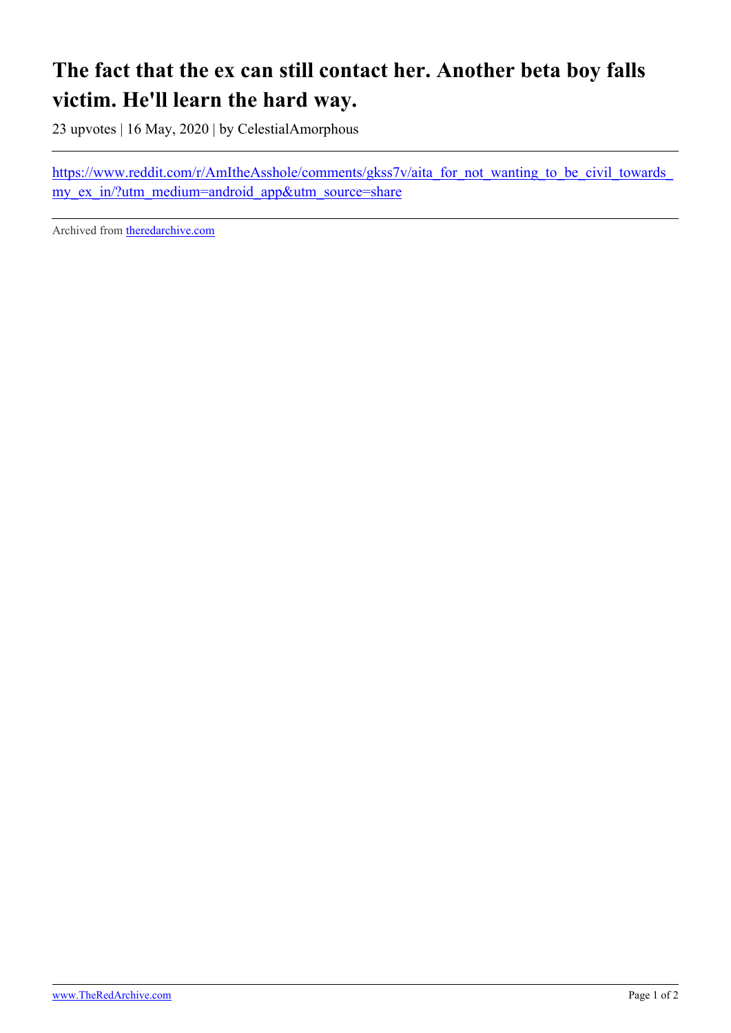# The fact that the ex can still contact her. Another beta boy falls victim. He'll learn the hard way.

23 upvotes | 16 May, 2020 | by CelestialAmorphous

---

https://www.reddit.com/r/AmItheAsshole/comments/gkss7v/aita_for_not_wanting_to_be_civil_towards_my_ex_in/?utm_medium=android_app&utm_source=share

---

Archived from theredarchive.com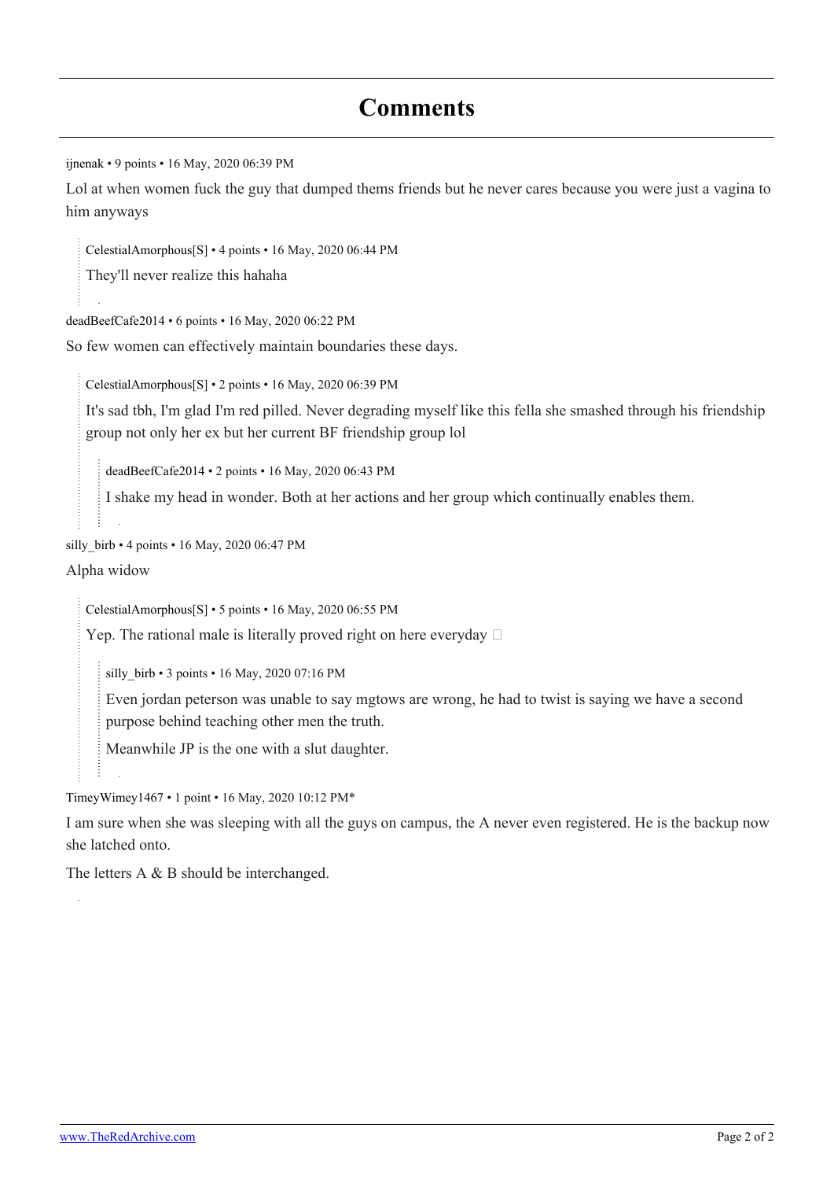# Comments

ijnenak • 9 points • 16 May, 2020 06:39 PM

Lol at when women fuck the guy that dumped thems friends but he never cares because you were just a vagina to him anyways

> CelestialAmorphous[S] • 4 points • 16 May, 2020 06:44 PM
>
> They'll never realize this hahaha

deadBeefCafe2014 • 6 points • 16 May, 2020 06:22 PM

So few women can effectively maintain boundaries these days.

> CelestialAmorphous[S] • 2 points • 16 May, 2020 06:39 PM
>
> It's sad tbh, I'm glad I'm red pilled. Never degrading myself like this fella she smashed through his friendship group not only her ex but her current BF friendship group lol
>
> > deadBeefCafe2014 • 2 points • 16 May, 2020 06:43 PM
> >
> > I shake my head in wonder. Both at her actions and her group which continually enables them.

silly_birb • 4 points • 16 May, 2020 06:47 PM

Alpha widow

> CelestialAmorphous[S] • 5 points • 16 May, 2020 06:55 PM
>
> Yep. The rational male is literally proved right on here everyday
>
> > silly_birb • 3 points • 16 May, 2020 07:16 PM
> >
> > Even jordan peterson was unable to say mgtows are wrong, he had to twist is saying we have a second purpose behind teaching other men the truth.
> >
> > Meanwhile JP is the one with a slut daughter.

TimeyWimey1467 • 1 point • 16 May, 2020 10:12 PM*

I am sure when she was sleeping with all the guys on campus, the A never even registered. He is the backup now she latched onto.

The letters A & B should be interchanged.